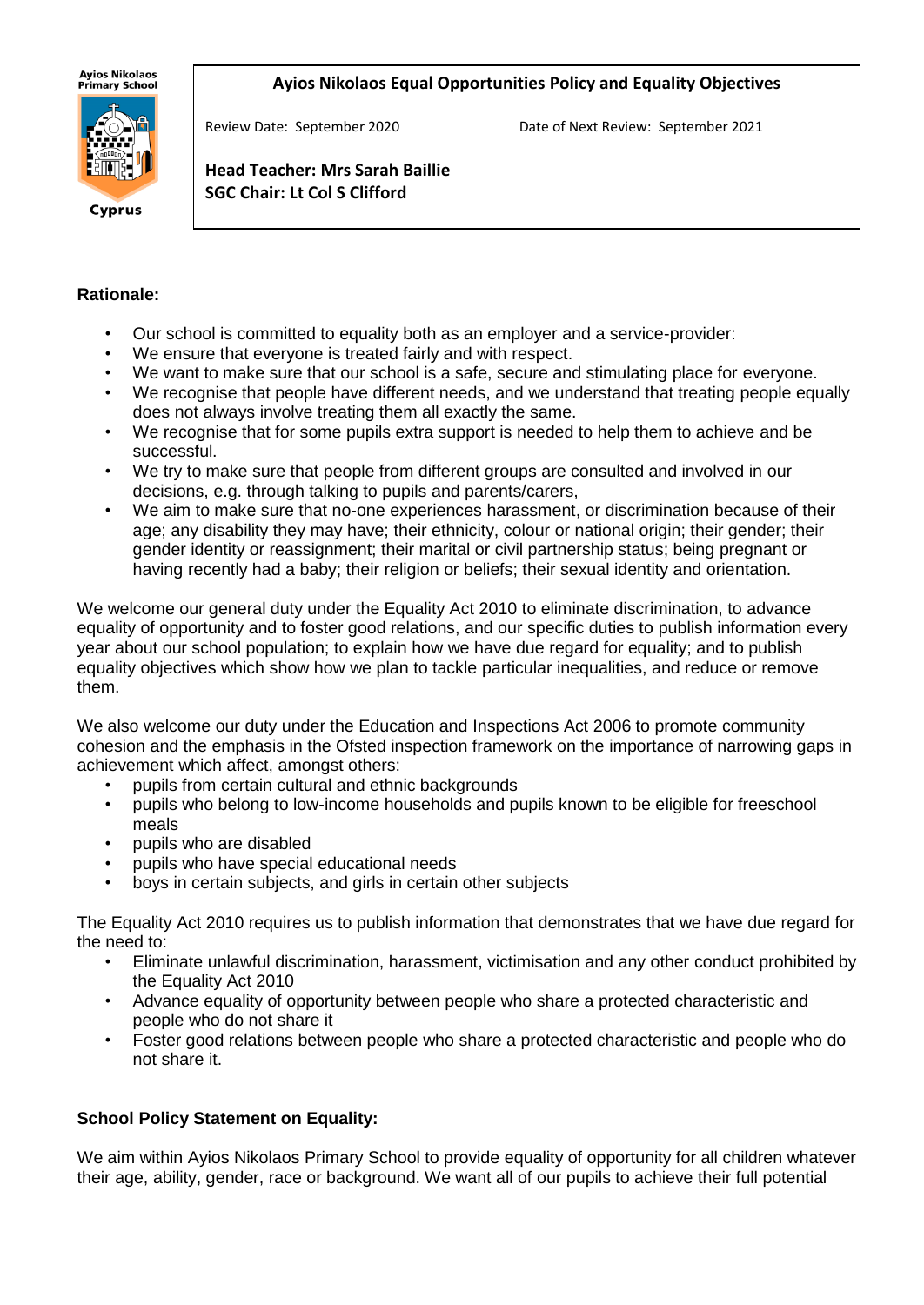Ayios Nikolaos Primary School

Cyprus

# Ayios Nikolaos Equal Opportunities Policy and Equality Objectives

Review Date: September 2020 Date of Next Review: September 2021

**Head Teacher: Mrs Sarah Baillie**
**SGC Chair: Lt Col S Clifford**

## Rationale:

- Our school is committed to equality both as an employer and a service-provider:
- We ensure that everyone is treated fairly and with respect.
- We want to make sure that our school is a safe, secure and stimulating place for everyone.
- We recognise that people have different needs, and we understand that treating people equally does not always involve treating them all exactly the same.
- We recognise that for some pupils extra support is needed to help them to achieve and be successful.
- We try to make sure that people from different groups are consulted and involved in our decisions, e.g. through talking to pupils and parents/carers,
- We aim to make sure that no-one experiences harassment, or discrimination because of their age; any disability they may have; their ethnicity, colour or national origin; their gender; their gender identity or reassignment; their marital or civil partnership status; being pregnant or having recently had a baby; their religion or beliefs; their sexual identity and orientation.

We welcome our general duty under the Equality Act 2010 to eliminate discrimination, to advance equality of opportunity and to foster good relations, and our specific duties to publish information every year about our school population; to explain how we have due regard for equality; and to publish equality objectives which show how we plan to tackle particular inequalities, and reduce or remove them.

We also welcome our duty under the Education and Inspections Act 2006 to promote community cohesion and the emphasis in the Ofsted inspection framework on the importance of narrowing gaps in achievement which affect, amongst others:

- pupils from certain cultural and ethnic backgrounds
- pupils who belong to low-income households and pupils known to be eligible for freeschool meals
- pupils who are disabled
- pupils who have special educational needs
- boys in certain subjects, and girls in certain other subjects

The Equality Act 2010 requires us to publish information that demonstrates that we have due regard for the need to:

- Eliminate unlawful discrimination, harassment, victimisation and any other conduct prohibited by the Equality Act 2010
- Advance equality of opportunity between people who share a protected characteristic and people who do not share it
- Foster good relations between people who share a protected characteristic and people who do not share it.

## School Policy Statement on Equality:

We aim within Ayios Nikolaos Primary School to provide equality of opportunity for all children whatever their age, ability, gender, race or background. We want all of our pupils to achieve their full potential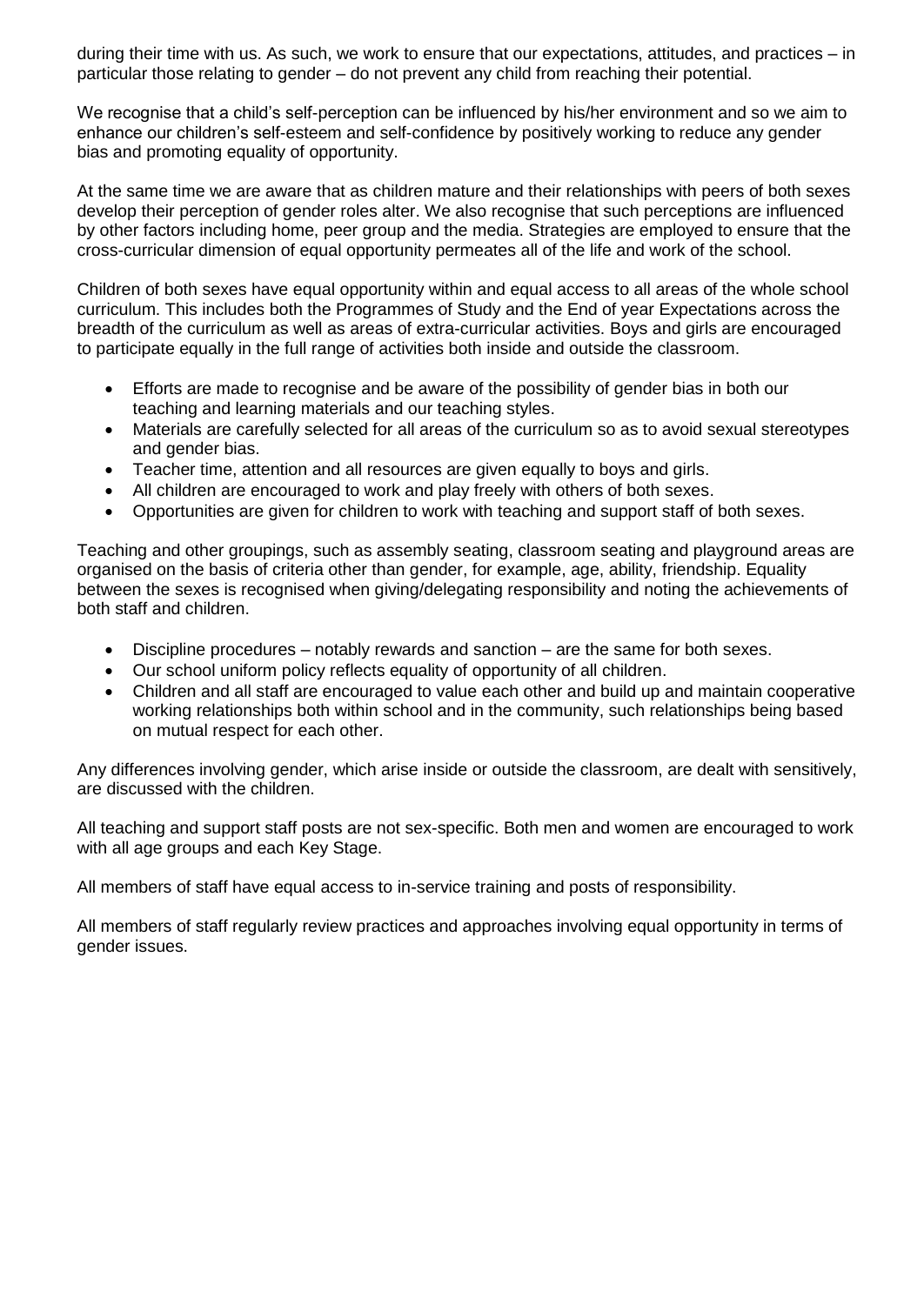during their time with us. As such, we work to ensure that our expectations, attitudes, and practices – in particular those relating to gender – do not prevent any child from reaching their potential.

We recognise that a child's self-perception can be influenced by his/her environment and so we aim to enhance our children's self-esteem and self-confidence by positively working to reduce any gender bias and promoting equality of opportunity.

At the same time we are aware that as children mature and their relationships with peers of both sexes develop their perception of gender roles alter. We also recognise that such perceptions are influenced by other factors including home, peer group and the media. Strategies are employed to ensure that the cross-curricular dimension of equal opportunity permeates all of the life and work of the school.

Children of both sexes have equal opportunity within and equal access to all areas of the whole school curriculum. This includes both the Programmes of Study and the End of year Expectations across the breadth of the curriculum as well as areas of extra-curricular activities. Boys and girls are encouraged to participate equally in the full range of activities both inside and outside the classroom.

- Efforts are made to recognise and be aware of the possibility of gender bias in both our teaching and learning materials and our teaching styles.
- Materials are carefully selected for all areas of the curriculum so as to avoid sexual stereotypes and gender bias.
- Teacher time, attention and all resources are given equally to boys and girls.
- All children are encouraged to work and play freely with others of both sexes.
- Opportunities are given for children to work with teaching and support staff of both sexes.

Teaching and other groupings, such as assembly seating, classroom seating and playground areas are organised on the basis of criteria other than gender, for example, age, ability, friendship. Equality between the sexes is recognised when giving/delegating responsibility and noting the achievements of both staff and children.

- Discipline procedures – notably rewards and sanction – are the same for both sexes.
- Our school uniform policy reflects equality of opportunity of all children.
- Children and all staff are encouraged to value each other and build up and maintain cooperative working relationships both within school and in the community, such relationships being based on mutual respect for each other.

Any differences involving gender, which arise inside or outside the classroom, are dealt with sensitively, are discussed with the children.

All teaching and support staff posts are not sex-specific. Both men and women are encouraged to work with all age groups and each Key Stage.

All members of staff have equal access to in-service training and posts of responsibility.

All members of staff regularly review practices and approaches involving equal opportunity in terms of gender issues.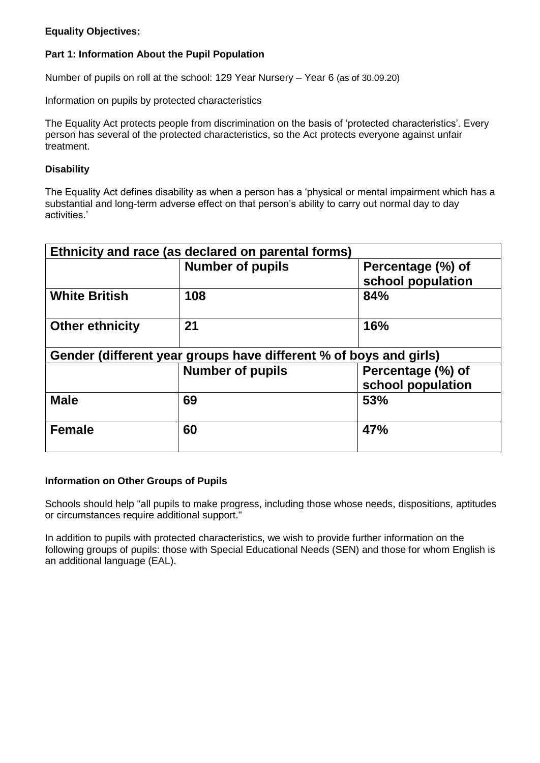**Equality Objectives:**

**Part 1: Information About the Pupil Population**

Number of pupils on roll at the school: 129 Year Nursery – Year 6 (as of 30.09.20)

Information on pupils by protected characteristics

The Equality Act protects people from discrimination on the basis of 'protected characteristics'. Every person has several of the protected characteristics, so the Act protects everyone against unfair treatment.

**Disability**

The Equality Act defines disability as when a person has a 'physical or mental impairment which has a substantial and long-term adverse effect on that person's ability to carry out normal day to day activities.'

| **Ethnicity and race (as declared on parental forms)** | | |
|---|---|---|
| | **Number of pupils** | **Percentage (%) of school population** |
| **White British** | **108** | **84%** |
| **Other ethnicity** | **21** | **16%** |
| **Gender (different year groups have different % of boys and girls)** | | |
| | **Number of pupils** | **Percentage (%) of school population** |
| **Male** | **69** | **53%** |
| **Female** | **60** | **47%** |

**Information on Other Groups of Pupils**

Schools should help "all pupils to make progress, including those whose needs, dispositions, aptitudes or circumstances require additional support."

In addition to pupils with protected characteristics, we wish to provide further information on the following groups of pupils: those with Special Educational Needs (SEN) and those for whom English is an additional language (EAL).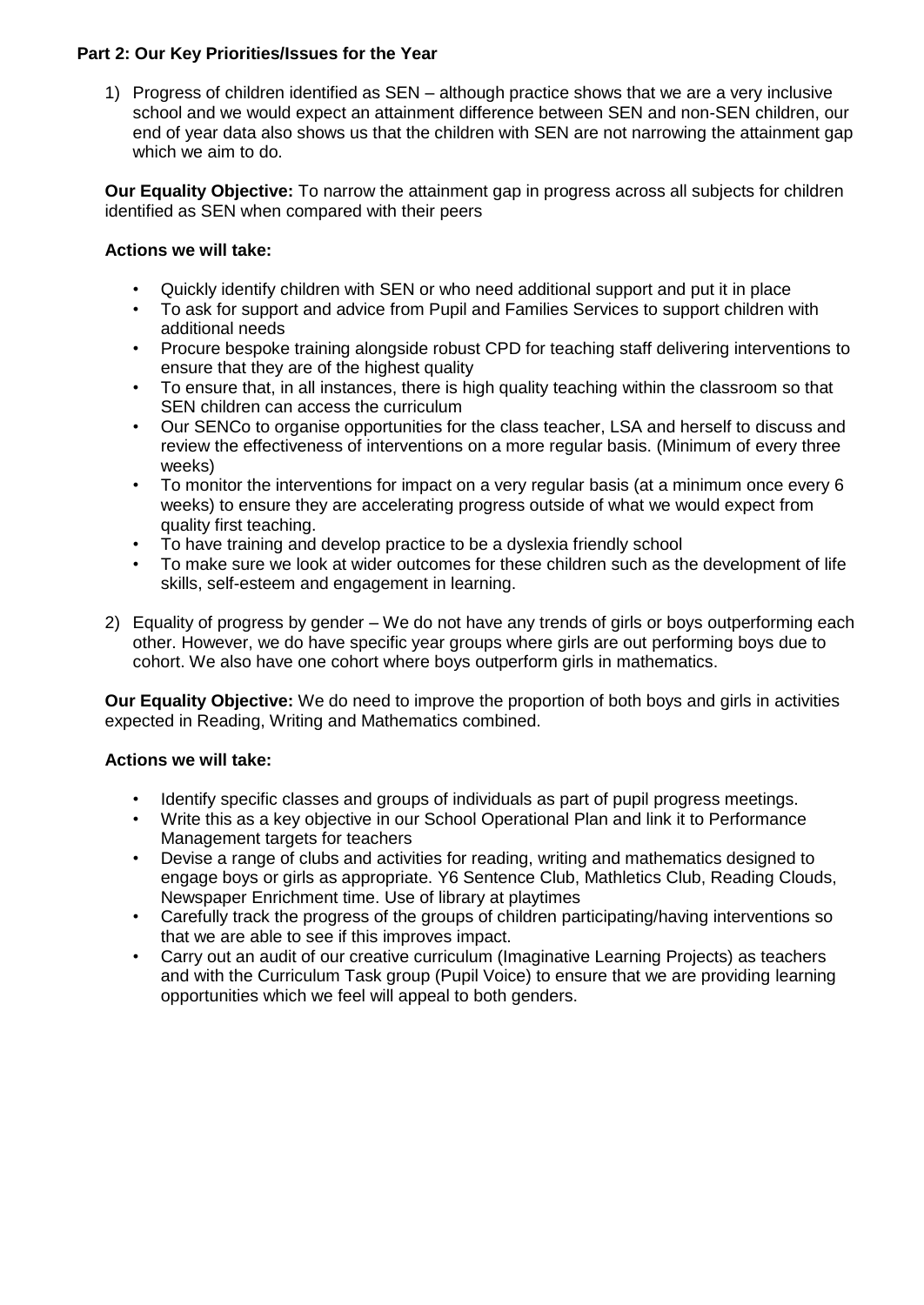**Part 2: Our Key Priorities/Issues for the Year**

1) Progress of children identified as SEN – although practice shows that we are a very inclusive school and we would expect an attainment difference between SEN and non-SEN children, our end of year data also shows us that the children with SEN are not narrowing the attainment gap which we aim to do.

**Our Equality Objective:** To narrow the attainment gap in progress across all subjects for children identified as SEN when compared with their peers

**Actions we will take:**

- Quickly identify children with SEN or who need additional support and put it in place
- To ask for support and advice from Pupil and Families Services to support children with additional needs
- Procure bespoke training alongside robust CPD for teaching staff delivering interventions to ensure that they are of the highest quality
- To ensure that, in all instances, there is high quality teaching within the classroom so that SEN children can access the curriculum
- Our SENCo to organise opportunities for the class teacher, LSA and herself to discuss and review the effectiveness of interventions on a more regular basis. (Minimum of every three weeks)
- To monitor the interventions for impact on a very regular basis (at a minimum once every 6 weeks) to ensure they are accelerating progress outside of what we would expect from quality first teaching.
- To have training and develop practice to be a dyslexia friendly school
- To make sure we look at wider outcomes for these children such as the development of life skills, self-esteem and engagement in learning.

2) Equality of progress by gender – We do not have any trends of girls or boys outperforming each other. However, we do have specific year groups where girls are out performing boys due to cohort. We also have one cohort where boys outperform girls in mathematics.

**Our Equality Objective:** We do need to improve the proportion of both boys and girls in activities expected in Reading, Writing and Mathematics combined.

**Actions we will take:**

- Identify specific classes and groups of individuals as part of pupil progress meetings.
- Write this as a key objective in our School Operational Plan and link it to Performance Management targets for teachers
- Devise a range of clubs and activities for reading, writing and mathematics designed to engage boys or girls as appropriate. Y6 Sentence Club, Mathletics Club, Reading Clouds, Newspaper Enrichment time. Use of library at playtimes
- Carefully track the progress of the groups of children participating/having interventions so that we are able to see if this improves impact.
- Carry out an audit of our creative curriculum (Imaginative Learning Projects) as teachers and with the Curriculum Task group (Pupil Voice) to ensure that we are providing learning opportunities which we feel will appeal to both genders.